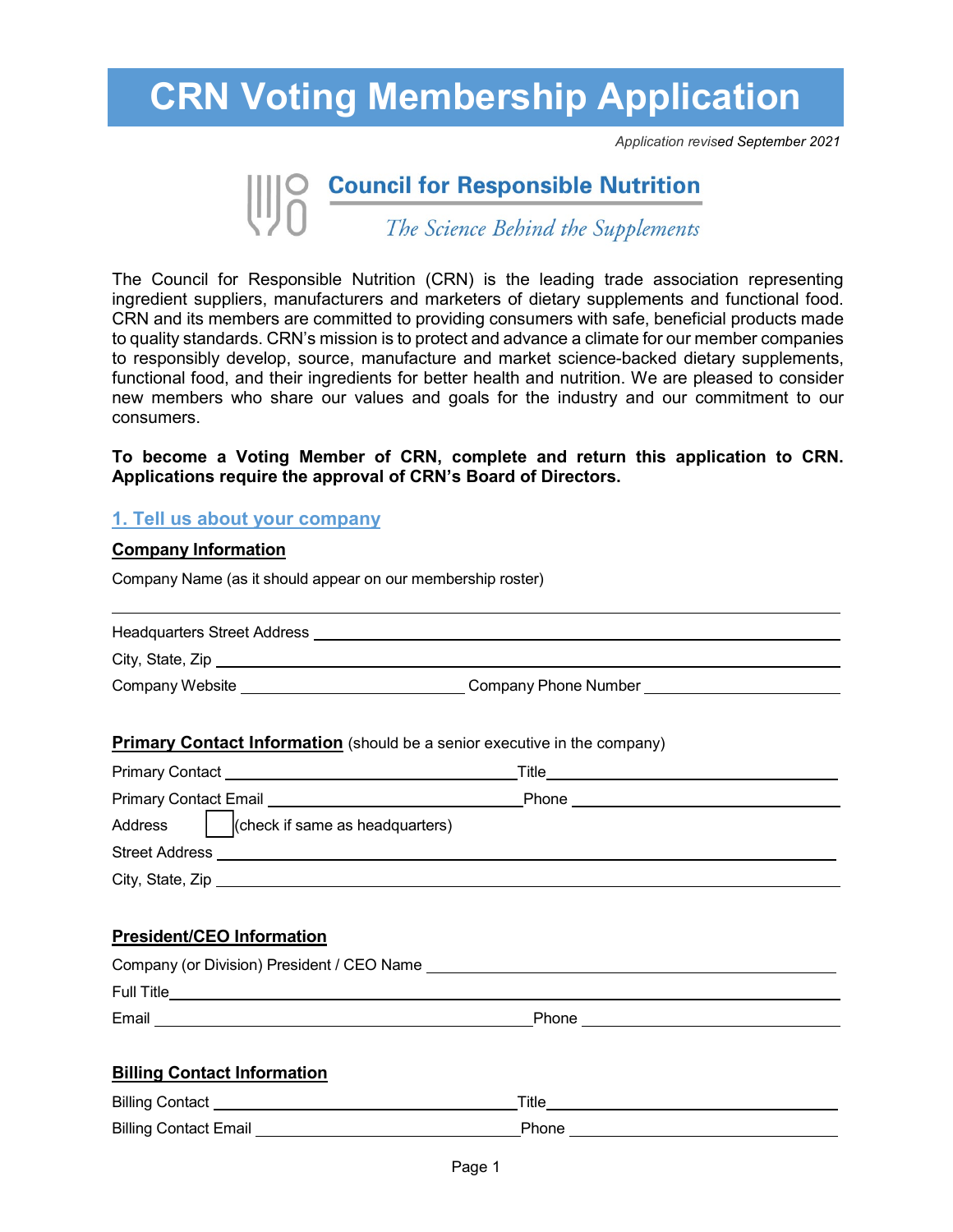# CRN Voting Membership Application

*Application revised September 2021*

**Council for Responsible Nutrition**

*The Science Behind the Supplements*

The Council for Responsible Nutrition (CRN) is the leading trade association representing ingredient suppliers, manufacturers and marketers of dietary supplements and functional food. CRN and its members are committed to providing consumers with safe, beneficial products made to quality standards. CRN's mission is to protect and advance a climate for our member companies to responsibly develop, source, manufacture and market science-backed dietary supplements, functional food, and their ingredients for better health and nutrition. We are pleased to consider new members who share our values and goals for the industry and our commitment to our consumers.

**To become a Voting Member of CRN, complete and return this application to CRN. Applications require the approval of CRN's Board of Directors.**

## 1. Tell us about your company

### Company Information

Company Name (as it should appear on our membership roster)

______________________________________________

Headquarters Street Address ______________________________________________

City, State, Zip ______________________________________________

Company Website ____________________ Company Phone Number ____________________

### Primary Contact Information (should be a senior executive in the company)

Primary Contact ____________________ Title ____________________

Primary Contact Email ____________________ Phone ____________________

Address ☐ (check if same as headquarters)

Street Address ______________________________________________

City, State, Zip ______________________________________________

### President/CEO Information

Company (or Division) President / CEO Name ______________________________________________

Full Title ______________________________________________

Email ____________________ Phone ____________________

### Billing Contact Information

Billing Contact ____________________ Title ____________________

Billing Contact Email ____________________ Phone ____________________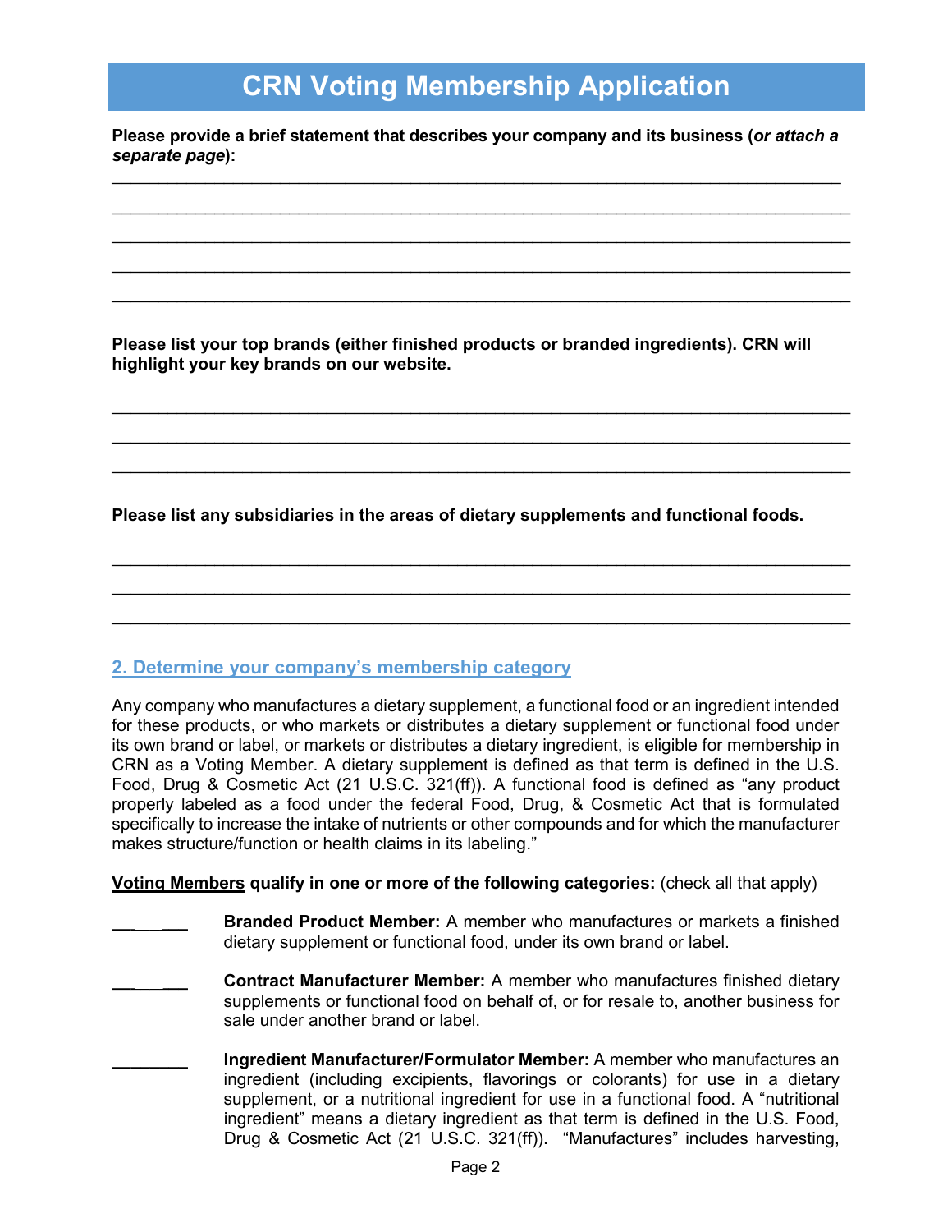# CRN Voting Membership Application

**Please provide a brief statement that describes your company and its business (*or attach a separate page*):**

______________________________________________________________________________

______________________________________________________________________________

______________________________________________________________________________

______________________________________________________________________________

______________________________________________________________________________

**Please list your top brands (either finished products or branded ingredients). CRN will highlight your key brands on our website.**

______________________________________________________________________________

______________________________________________________________________________

______________________________________________________________________________

**Please list any subsidiaries in the areas of dietary supplements and functional foods.**

______________________________________________________________________________

______________________________________________________________________________

______________________________________________________________________________

## 2. Determine your company's membership category

Any company who manufactures a dietary supplement, a functional food or an ingredient intended for these products, or who markets or distributes a dietary supplement or functional food under its own brand or label, or markets or distributes a dietary ingredient, is eligible for membership in CRN as a Voting Member. A dietary supplement is defined as that term is defined in the U.S. Food, Drug & Cosmetic Act (21 U.S.C. 321(ff)). A functional food is defined as "any product properly labeled as a food under the federal Food, Drug, & Cosmetic Act that is formulated specifically to increase the intake of nutrients or other compounds and for which the manufacturer makes structure/function or health claims in its labeling."

**Voting Members qualify in one or more of the following categories:** (check all that apply)

________ **Branded Product Member:** A member who manufactures or markets a finished dietary supplement or functional food, under its own brand or label.

________ **Contract Manufacturer Member:** A member who manufactures finished dietary supplements or functional food on behalf of, or for resale to, another business for sale under another brand or label.

________ **Ingredient Manufacturer/Formulator Member:** A member who manufactures an ingredient (including excipients, flavorings or colorants) for use in a dietary supplement, or a nutritional ingredient for use in a functional food. A "nutritional ingredient" means a dietary ingredient as that term is defined in the U.S. Food, Drug & Cosmetic Act (21 U.S.C. 321(ff)). "Manufactures" includes harvesting,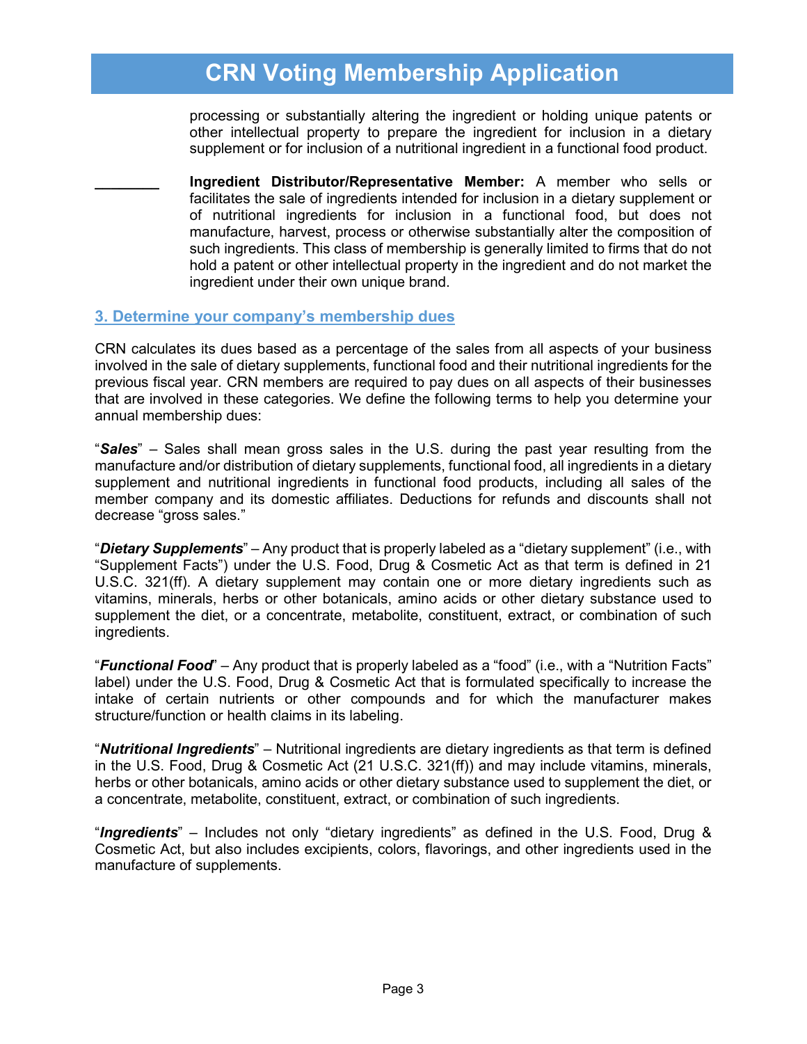processing or substantially altering the ingredient or holding unique patents or other intellectual property to prepare the ingredient for inclusion in a dietary supplement or for inclusion of a nutritional ingredient in a functional food product.

________ **Ingredient Distributor/Representative Member:** A member who sells or facilitates the sale of ingredients intended for inclusion in a dietary supplement or of nutritional ingredients for inclusion in a functional food, but does not manufacture, harvest, process or otherwise substantially alter the composition of such ingredients. This class of membership is generally limited to firms that do not hold a patent or other intellectual property in the ingredient and do not market the ingredient under their own unique brand.

### 3. Determine your company's membership dues

CRN calculates its dues based as a percentage of the sales from all aspects of your business involved in the sale of dietary supplements, functional food and their nutritional ingredients for the previous fiscal year. CRN members are required to pay dues on all aspects of their businesses that are involved in these categories. We define the following terms to help you determine your annual membership dues:

"***Sales***" – Sales shall mean gross sales in the U.S. during the past year resulting from the manufacture and/or distribution of dietary supplements, functional food, all ingredients in a dietary supplement and nutritional ingredients in functional food products, including all sales of the member company and its domestic affiliates. Deductions for refunds and discounts shall not decrease "gross sales."

"***Dietary Supplements***" – Any product that is properly labeled as a "dietary supplement" (i.e., with "Supplement Facts") under the U.S. Food, Drug & Cosmetic Act as that term is defined in 21 U.S.C. 321(ff). A dietary supplement may contain one or more dietary ingredients such as vitamins, minerals, herbs or other botanicals, amino acids or other dietary substance used to supplement the diet, or a concentrate, metabolite, constituent, extract, or combination of such ingredients.

"***Functional Food***" – Any product that is properly labeled as a "food" (i.e., with a "Nutrition Facts" label) under the U.S. Food, Drug & Cosmetic Act that is formulated specifically to increase the intake of certain nutrients or other compounds and for which the manufacturer makes structure/function or health claims in its labeling.

"***Nutritional Ingredients***" – Nutritional ingredients are dietary ingredients as that term is defined in the U.S. Food, Drug & Cosmetic Act (21 U.S.C. 321(ff)) and may include vitamins, minerals, herbs or other botanicals, amino acids or other dietary substance used to supplement the diet, or a concentrate, metabolite, constituent, extract, or combination of such ingredients.

"***Ingredients***" – Includes not only "dietary ingredients" as defined in the U.S. Food, Drug & Cosmetic Act, but also includes excipients, colors, flavorings, and other ingredients used in the manufacture of supplements.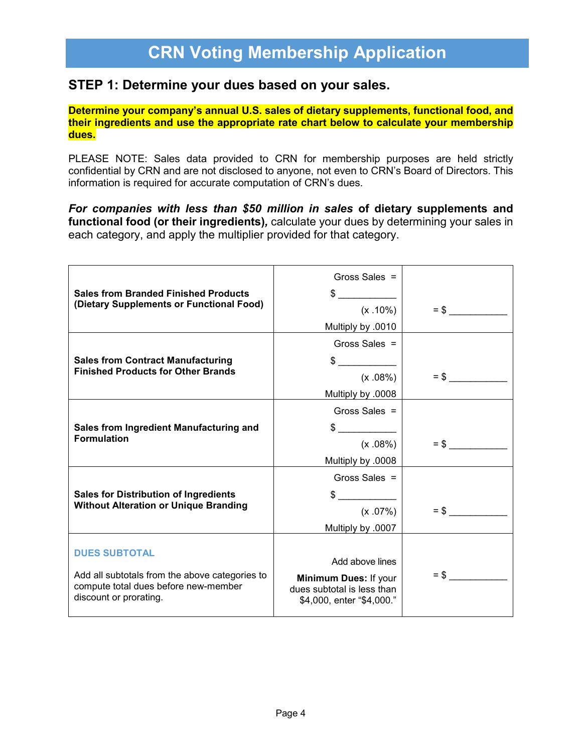# CRN Voting Membership Application

## STEP 1: Determine your dues based on your sales.

**Determine your company's annual U.S. sales of dietary supplements, functional food, and their ingredients and use the appropriate rate chart below to calculate your membership dues.**

PLEASE NOTE: Sales data provided to CRN for membership purposes are held strictly confidential by CRN and are not disclosed to anyone, not even to CRN's Board of Directors. This information is required for accurate computation of CRN's dues.

***For companies with less than $50 million in sales* of dietary supplements and functional food (or their ingredients),** calculate your dues by determining your sales in each category, and apply the multiplier provided for that category.

| | | |
|---|---|---|
| **Sales from Branded Finished Products (Dietary Supplements or Functional Food)** | Gross Sales = $ ___________ (x .10%) Multiply by .0010 | = $ ___________ |
| **Sales from Contract Manufacturing Finished Products for Other Brands** | Gross Sales = $ ___________ (x .08%) Multiply by .0008 | = $ ___________ |
| **Sales from Ingredient Manufacturing and Formulation** | Gross Sales = $ ___________ (x .08%) Multiply by .0008 | = $ ___________ |
| **Sales for Distribution of Ingredients Without Alteration or Unique Branding** | Gross Sales = $ ___________ (x .07%) Multiply by .0007 | = $ ___________ |
| **DUES SUBTOTAL** Add all subtotals from the above categories to compute total dues before new-member discount or prorating. | Add above lines **Minimum Dues:** If your dues subtotal is less than $4,000, enter "$4,000." | = $ ___________ |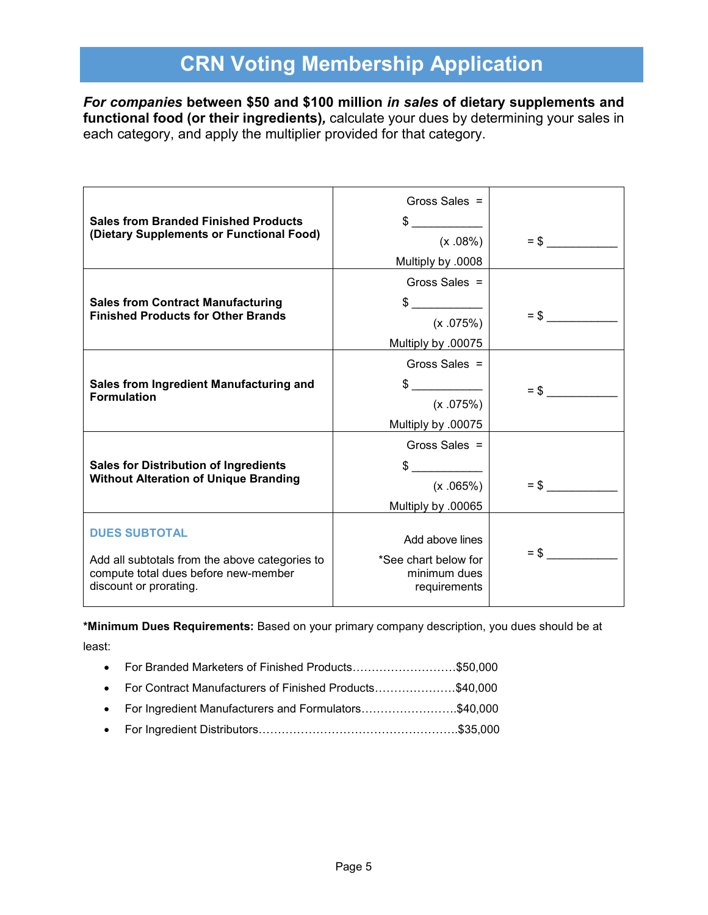# CRN Voting Membership Application

***For companies* between \$50 and \$100 million *in sales* of dietary supplements and functional food (or their ingredients),** calculate your dues by determining your sales in each category, and apply the multiplier provided for that category.

| | | |
|---|---|---|
| **Sales from Branded Finished Products (Dietary Supplements or Functional Food)** | Gross Sales = \$ ___________ (x .08%) Multiply by .0008 | = \$ ___________ |
| **Sales from Contract Manufacturing Finished Products for Other Brands** | Gross Sales = \$ ___________ (x .075%) Multiply by .00075 | = \$ ___________ |
| **Sales from Ingredient Manufacturing and Formulation** | Gross Sales = \$ ___________ (x .075%) Multiply by .00075 | = \$ ___________ |
| **Sales for Distribution of Ingredients Without Alteration of Unique Branding** | Gross Sales = \$ ___________ (x .065%) Multiply by .00065 | = \$ ___________ |
| **DUES SUBTOTAL** Add all subtotals from the above categories to compute total dues before new-member discount or prorating. | Add above lines *See chart below for minimum dues requirements | = \$ ___________ |

**\*Minimum Dues Requirements:** Based on your primary company description, you dues should be at least:

- For Branded Marketers of Finished Products……………………..\$50,000
- For Contract Manufacturers of Finished Products…………………\$40,000
- For Ingredient Manufacturers and Formulators…………………….\$40,000
- For Ingredient Distributors…………………………………………….\$35,000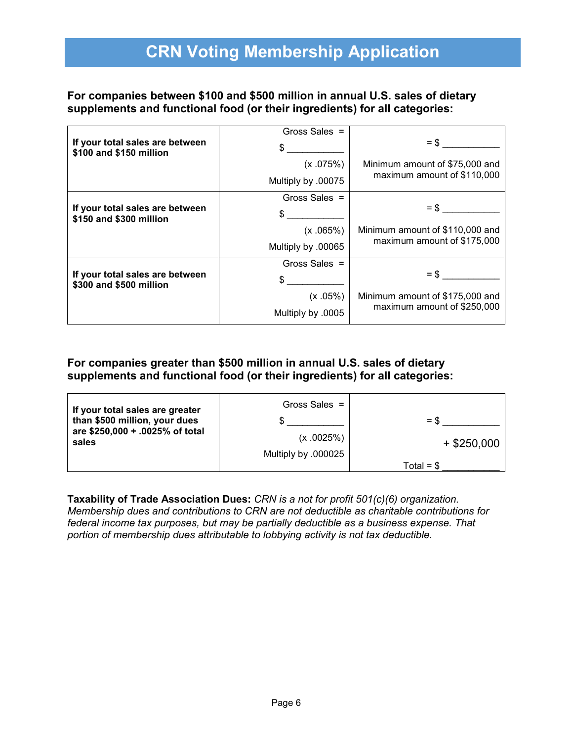# CRN Voting Membership Application

**For companies between $100 and $500 million in annual U.S. sales of dietary supplements and functional food (or their ingredients) for all categories:**

| | | |
|---|---|---|
| **If your total sales are between $100 and $150 million** | Gross Sales = $ ___________ (x .075%) Multiply by .00075 | = $ ___________ Minimum amount of $75,000 and maximum amount of $110,000 |
| **If your total sales are between $150 and $300 million** | Gross Sales = $ ___________ (x .065%) Multiply by .00065 | = $ ___________ Minimum amount of $110,000 and maximum amount of $175,000 |
| **If your total sales are between $300 and $500 million** | Gross Sales = $ ___________ (x .05%) Multiply by .0005 | = $ ___________ Minimum amount of $175,000 and maximum amount of $250,000 |

**For companies greater than $500 million in annual U.S. sales of dietary supplements and functional food (or their ingredients) for all categories:**

| | | |
|---|---|---|
| **If your total sales are greater than $500 million, your dues are $250,000 + .0025% of total sales** | Gross Sales = $ ___________ (x .0025%) Multiply by .000025 | = $ ___________ + $250,000 Total = $ ___________ |

**Taxability of Trade Association Dues:** *CRN is a not for profit 501(c)(6) organization. Membership dues and contributions to CRN are not deductible as charitable contributions for federal income tax purposes, but may be partially deductible as a business expense. That portion of membership dues attributable to lobbying activity is not tax deductible.*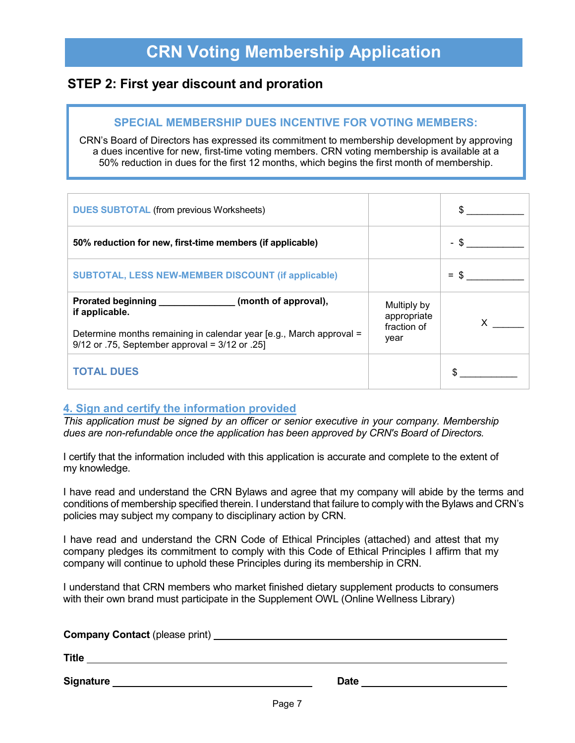# CRN Voting Membership Application

## STEP 2: First year discount and proration

### SPECIAL MEMBERSHIP DUES INCENTIVE FOR VOTING MEMBERS:

CRN's Board of Directors has expressed its commitment to membership development by approving a dues incentive for new, first-time voting members. CRN voting membership is available at a 50% reduction in dues for the first 12 months, which begins the first month of membership.

| | | |
|---|---|---|
| **DUES SUBTOTAL** (from previous Worksheets) | | $ ___________ |
| **50% reduction for new, first-time members (if applicable)** | | - $ ___________ |
| **SUBTOTAL, LESS NEW-MEMBER DISCOUNT (if applicable)** | | = $ ___________ |
| **Prorated beginning ______________ (month of approval), if applicable.** Determine months remaining in calendar year [e.g., March approval = 9/12 or .75, September approval = 3/12 or .25] | Multiply by appropriate fraction of year | X ______ |
| **TOTAL DUES** | | $ ___________ |

### 4. Sign and certify the information provided

*This application must be signed by an officer or senior executive in your company. Membership dues are non-refundable once the application has been approved by CRN's Board of Directors.*

I certify that the information included with this application is accurate and complete to the extent of my knowledge.

I have read and understand the CRN Bylaws and agree that my company will abide by the terms and conditions of membership specified therein. I understand that failure to comply with the Bylaws and CRN's policies may subject my company to disciplinary action by CRN.

I have read and understand the CRN Code of Ethical Principles (attached) and attest that my company pledges its commitment to comply with this Code of Ethical Principles I affirm that my company will continue to uphold these Principles during its membership in CRN.

I understand that CRN members who market finished dietary supplement products to consumers with their own brand must participate in the Supplement OWL (Online Wellness Library)

**Company Contact** (please print) ________________________________________

**Title** ________________________________________

**Signature** ____________________________ **Date** ____________________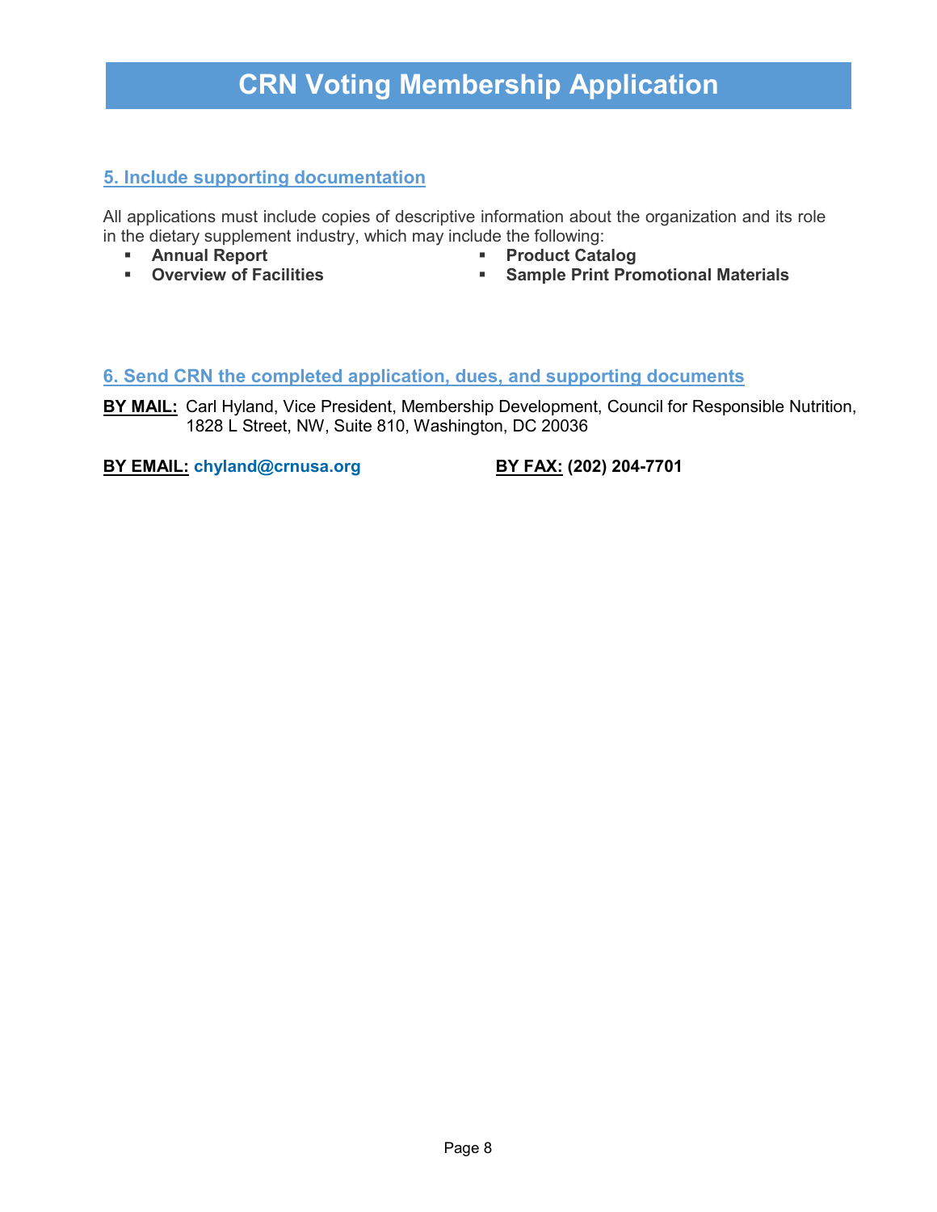# CRN Voting Membership Application

## 5. Include supporting documentation

All applications must include copies of descriptive information about the organization and its role in the dietary supplement industry, which may include the following:

- **Annual Report**
- **Overview of Facilities**
- **Product Catalog**
- **Sample Print Promotional Materials**

## 6. Send CRN the completed application, dues, and supporting documents

**BY MAIL:** Carl Hyland, Vice President, Membership Development, Council for Responsible Nutrition, 1828 L Street, NW, Suite 810, Washington, DC 20036

**BY EMAIL:** **chyland@crnusa.org**

**BY FAX:** **(202) 204-7701**